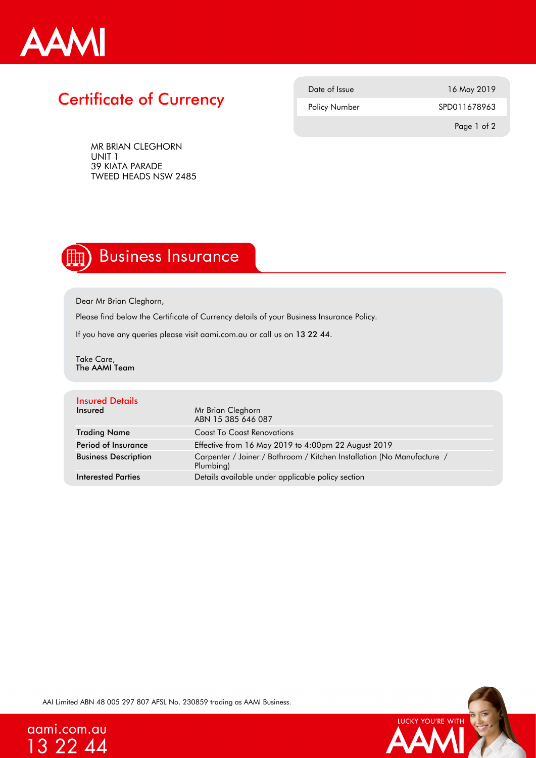AAMI

# Certificate of Currency

| Date of Issue | 16 May 2019 |
| --- | --- |
| Policy Number | SPD011678963 |

MR BRIAN CLEGHORN
UNIT 1
39 KIATA PARADE
TWEED HEADS NSW 2485

## Business Insurance

Dear Mr Brian Cleghorn,

Please find below the Certificate of Currency details of your Business Insurance Policy.

If you have any queries please visit aami.com.au or call us on **13 22 44**.

Take Care,
**The AAMI Team**

### Insured Details

| | |
| --- | --- |
| **Insured** | Mr Brian Cleghorn<br>ABN 15 385 646 087 |
| **Trading Name** | Coast To Coast Renovations |
| **Period of Insurance** | Effective from 16 May 2019 to 4:00pm 22 August 2019 |
| **Business Description** | Carpenter / Joiner / Bathroom / Kitchen Installation (No Manufacture / Plumbing) |
| **Interested Parties** | Details available under applicable policy section |

AAI Limited ABN 48 005 297 807 AFSL No. 230859 trading as AAMI Business.

aami.com.au
13 22 44

LUCKY YOU'RE WITH AAMI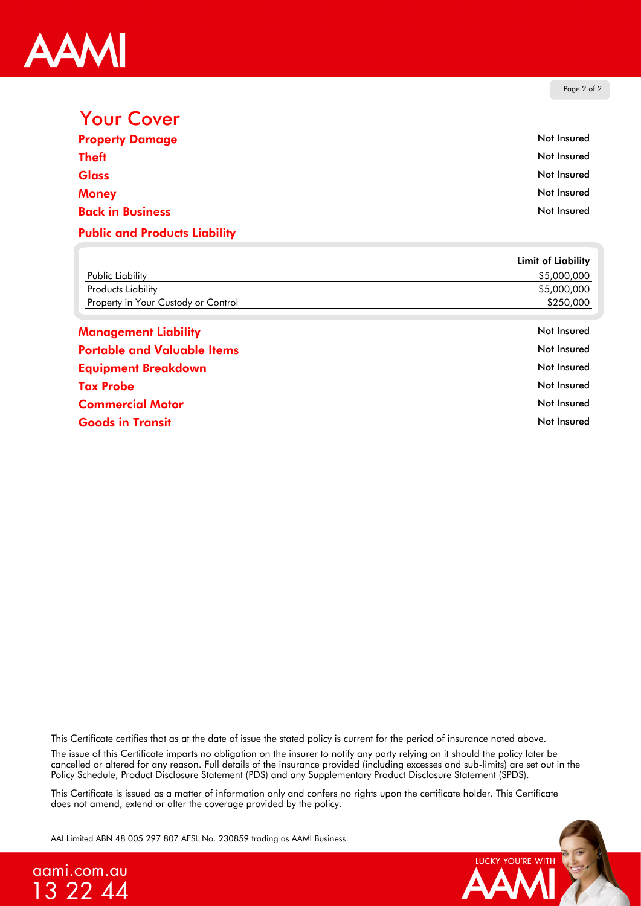## Your Cover

| | |
|---|---|
| **Property Damage** | Not Insured |
| **Theft** | Not Insured |
| **Glass** | Not Insured |
| **Money** | Not Insured |
| **Back in Business** | Not Insured |

### Public and Products Liability

| | Limit of Liability |
|---|---|
| Public Liability | $5,000,000 |
| Products Liability | $5,000,000 |
| Property in Your Custody or Control | $250,000 |

| | |
|---|---|
| **Management Liability** | Not Insured |
| **Portable and Valuable Items** | Not Insured |
| **Equipment Breakdown** | Not Insured |
| **Tax Probe** | Not Insured |
| **Commercial Motor** | Not Insured |
| **Goods in Transit** | Not Insured |

This Certificate certifies that as at the date of issue the stated policy is current for the period of insurance noted above.

The issue of this Certificate imparts no obligation on the insurer to notify any party relying on it should the policy later be cancelled or altered for any reason. Full details of the insurance provided (including excesses and sub-limits) are set out in the Policy Schedule, Product Disclosure Statement (PDS) and any Supplementary Product Disclosure Statement (SPDS).

This Certificate is issued as a matter of information only and confers no rights upon the certificate holder. This Certificate does not amend, extend or alter the coverage provided by the policy.

AAI Limited ABN 48 005 297 807 AFSL No. 230859 trading as AAMI Business.

aami.com.au
13 22 44

LUCKY YOU'RE WITH AAMI